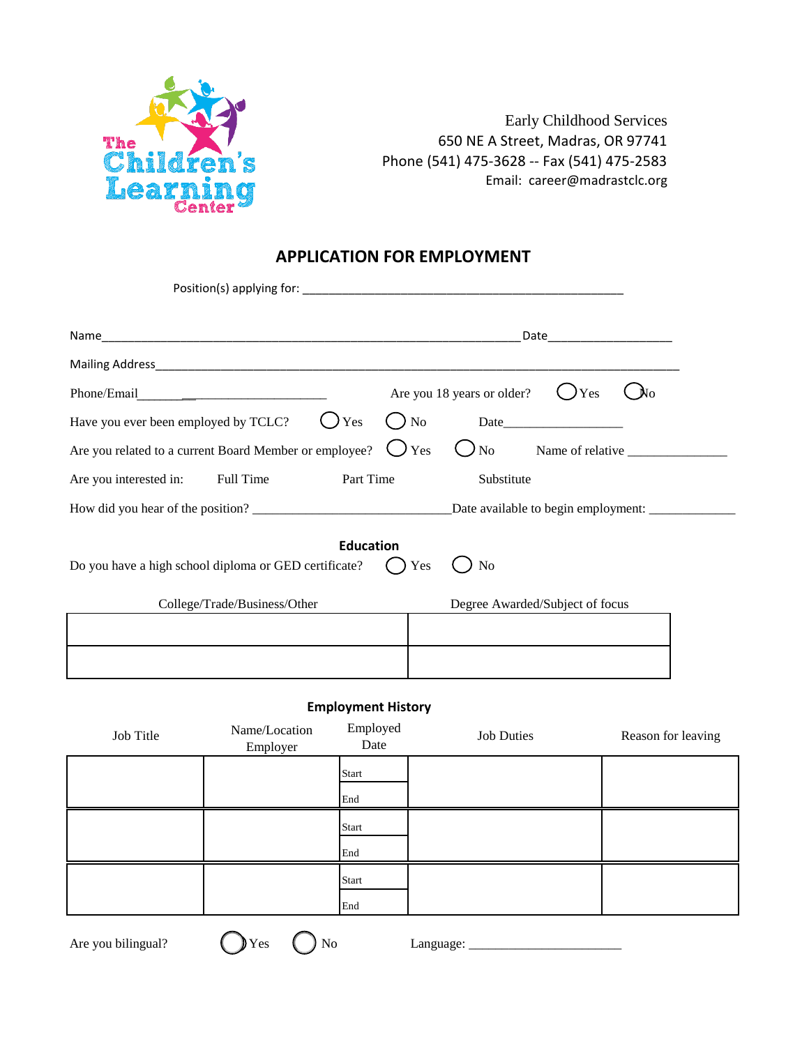The Children's Learning Center

Early Childhood Services
650 NE A Street, Madras, OR 97741
Phone (541) 475-3628 -- Fax (541) 475-2583
Email: career@madrastclc.org

# APPLICATION FOR EMPLOYMENT

Position(s) applying for: ___________________________________________________

Name_________________________________________________________________ Date___________________

Mailing Address_______________________________________________________________________________

Phone/Email_______________________________ Are you 18 years or older? ◯ Yes ◯ No

Have you ever been employed by TCLC? ◯ Yes ◯ No Date__________________

Are you related to a current Board Member or employee? ◯ Yes ◯ No Name of relative _______________

Are you interested in: Full Time Part Time Substitute

How did you hear of the position? ______________________________ Date available to begin employment: _____________

## Education

Do you have a high school diploma or GED certificate? ◯ Yes ◯ No

| College/Trade/Business/Other | Degree Awarded/Subject of focus |
|---|---|
| | |
| | |

## Employment History

| Job Title | Name/Location Employer | Employed Date | Job Duties | Reason for leaving |
|---|---|---|---|---|
| | | Start | | |
| | | End | | |
| | | Start | | |
| | | End | | |
| | | Start | | |
| | | End | | |

Are you bilingual? ◯ Yes ◯ No Language: _______________________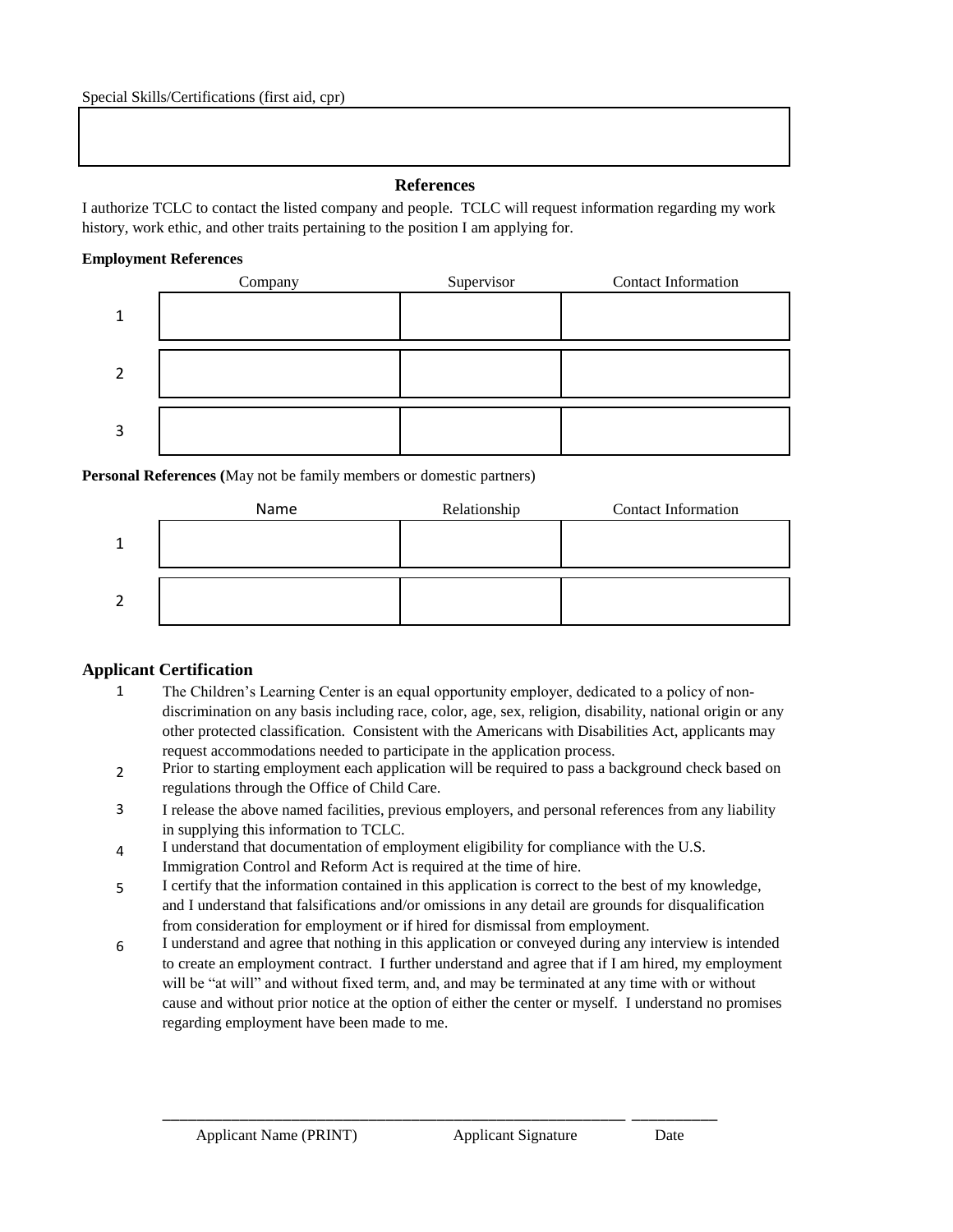Special Skills/Certifications (first aid, cpr)

| |
|---|
| |

## References

I authorize TCLC to contact the listed company and people. TCLC will request information regarding my work history, work ethic, and other traits pertaining to the position I am applying for.

**Employment References**

| | Company | Supervisor | Contact Information |
|---|---|---|---|
| 1 | | | |
| 2 | | | |
| 3 | | | |

**Personal References (**May not be family members or domestic partners)

| | Name | Relationship | Contact Information |
|---|---|---|---|
| 1 | | | |
| 2 | | | |

## Applicant Certification

1. The Children's Learning Center is an equal opportunity employer, dedicated to a policy of non-discrimination on any basis including race, color, age, sex, religion, disability, national origin or any other protected classification. Consistent with the Americans with Disabilities Act, applicants may request accommodations needed to participate in the application process.
2. Prior to starting employment each application will be required to pass a background check based on regulations through the Office of Child Care.
3. I release the above named facilities, previous employers, and personal references from any liability in supplying this information to TCLC.
4. I understand that documentation of employment eligibility for compliance with the U.S. Immigration Control and Reform Act is required at the time of hire.
5. I certify that the information contained in this application is correct to the best of my knowledge, and I understand that falsifications and/or omissions in any detail are grounds for disqualification from consideration for employment or if hired for dismissal from employment.
6. I understand and agree that nothing in this application or conveyed during any interview is intended to create an employment contract. I further understand and agree that if I am hired, my employment will be "at will" and without fixed term, and, and may be terminated at any time with or without cause and without prior notice at the option of either the center or myself. I understand no promises regarding employment have been made to me.

\_\_\_\_\_\_\_\_\_\_\_\_\_\_\_\_\_\_\_\_\_\_\_\_\_\_\_\_\_\_\_\_\_\_\_\_\_\_\_\_\_\_\_\_\_\_\_\_\_\_\_\_\_\_ \_\_\_\_\_\_\_\_\_\_\_

Applicant Name (PRINT) Applicant Signature Date